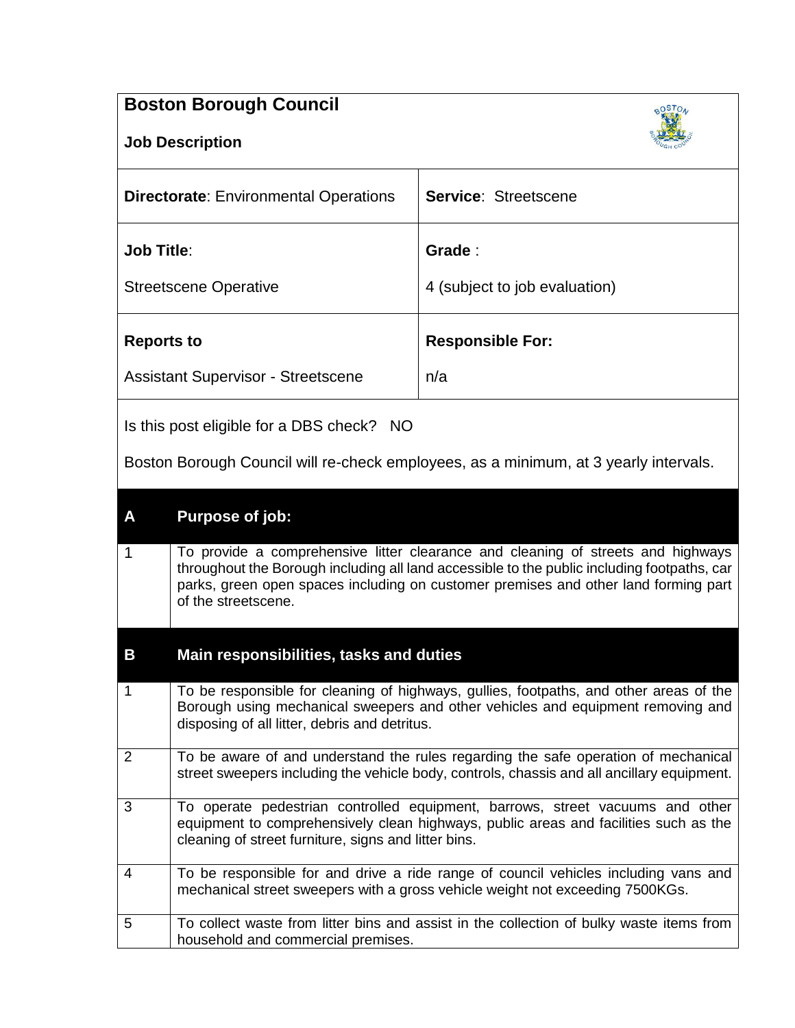# Boston Borough Council

## Job Description

| **Directorate**: Environmental Operations | **Service**: Streetscene |
|---|---|
| **Job Title**:<br><br>Streetscene Operative | **Grade** :<br><br>4 (subject to job evaluation) |
| **Reports to**<br><br>Assistant Supervisor - Streetscene | **Responsible For:**<br><br>n/a |

Is this post eligible for a DBS check? NO

Boston Borough Council will re-check employees, as a minimum, at 3 yearly intervals.

| **A** | **Purpose of job:** |
|---|---|
| 1 | To provide a comprehensive litter clearance and cleaning of streets and highways throughout the Borough including all land accessible to the public including footpaths, car parks, green open spaces including on customer premises and other land forming part of the streetscene. |

| **B** | **Main responsibilities, tasks and duties** |
|---|---|
| 1 | To be responsible for cleaning of highways, gullies, footpaths, and other areas of the Borough using mechanical sweepers and other vehicles and equipment removing and disposing of all litter, debris and detritus. |
| 2 | To be aware of and understand the rules regarding the safe operation of mechanical street sweepers including the vehicle body, controls, chassis and all ancillary equipment. |
| 3 | To operate pedestrian controlled equipment, barrows, street vacuums and other equipment to comprehensively clean highways, public areas and facilities such as the cleaning of street furniture, signs and litter bins. |
| 4 | To be responsible for and drive a ride range of council vehicles including vans and mechanical street sweepers with a gross vehicle weight not exceeding 7500KGs. |
| 5 | To collect waste from litter bins and assist in the collection of bulky waste items from household and commercial premises. |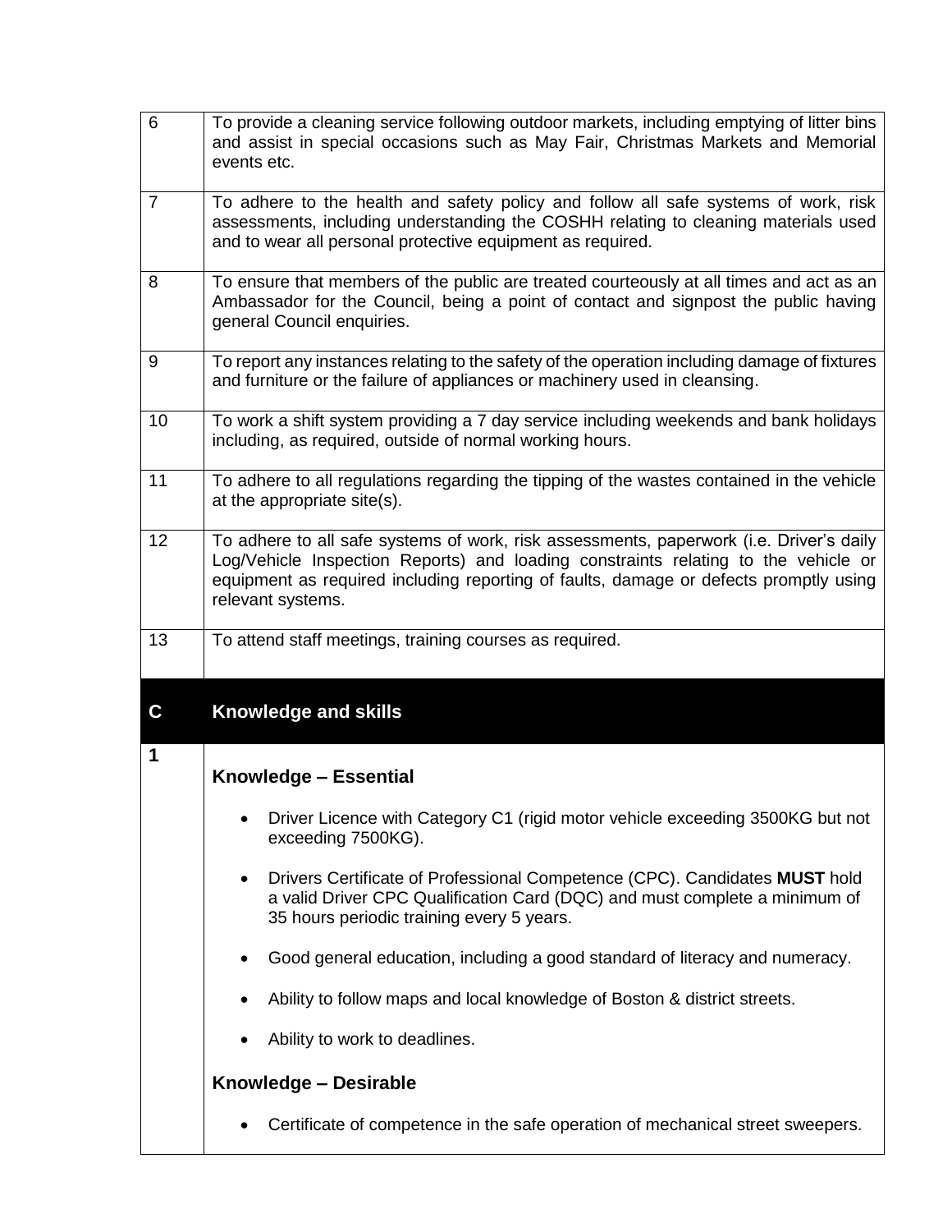| | |
|---|---|
| 6 | To provide a cleaning service following outdoor markets, including emptying of litter bins and assist in special occasions such as May Fair, Christmas Markets and Memorial events etc. |
| 7 | To adhere to the health and safety policy and follow all safe systems of work, risk assessments, including understanding the COSHH relating to cleaning materials used and to wear all personal protective equipment as required. |
| 8 | To ensure that members of the public are treated courteously at all times and act as an Ambassador for the Council, being a point of contact and signpost the public having general Council enquiries. |
| 9 | To report any instances relating to the safety of the operation including damage of fixtures and furniture or the failure of appliances or machinery used in cleansing. |
| 10 | To work a shift system providing a 7 day service including weekends and bank holidays including, as required, outside of normal working hours. |
| 11 | To adhere to all regulations regarding the tipping of the wastes contained in the vehicle at the appropriate site(s). |
| 12 | To adhere to all safe systems of work, risk assessments, paperwork (i.e. Driver's daily Log/Vehicle Inspection Reports) and loading constraints relating to the vehicle or equipment as required including reporting of faults, damage or defects promptly using relevant systems. |
| 13 | To attend staff meetings, training courses as required. |

## C Knowledge and skills

**1**

### Knowledge – Essential

- Driver Licence with Category C1 (rigid motor vehicle exceeding 3500KG but not exceeding 7500KG).
- Drivers Certificate of Professional Competence (CPC). Candidates **MUST** hold a valid Driver CPC Qualification Card (DQC) and must complete a minimum of 35 hours periodic training every 5 years.
- Good general education, including a good standard of literacy and numeracy.
- Ability to follow maps and local knowledge of Boston & district streets.
- Ability to work to deadlines.

### Knowledge – Desirable

- Certificate of competence in the safe operation of mechanical street sweepers.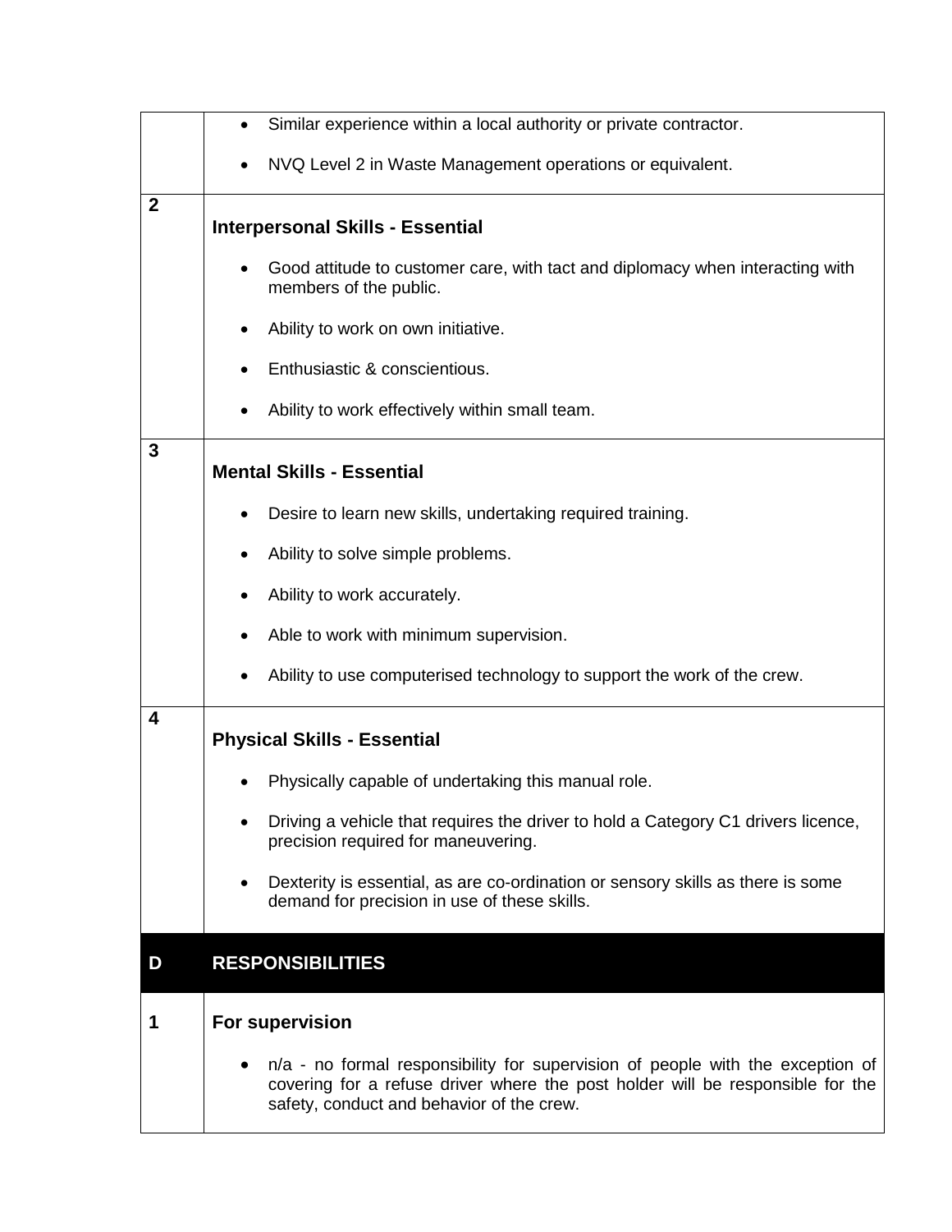|   |   |
|---|---|
|   | • Similar experience within a local authority or private contractor.<br>• NVQ Level 2 in Waste Management operations or equivalent. |
| **2** | **Interpersonal Skills - Essential**<br>• Good attitude to customer care, with tact and diplomacy when interacting with members of the public.<br>• Ability to work on own initiative.<br>• Enthusiastic & conscientious.<br>• Ability to work effectively within small team. |
| **3** | **Mental Skills - Essential**<br>• Desire to learn new skills, undertaking required training.<br>• Ability to solve simple problems.<br>• Ability to work accurately.<br>• Able to work with minimum supervision.<br>• Ability to use computerised technology to support the work of the crew. |
| **4** | **Physical Skills - Essential**<br>• Physically capable of undertaking this manual role.<br>• Driving a vehicle that requires the driver to hold a Category C1 drivers licence, precision required for maneuvering.<br>• Dexterity is essential, as are co-ordination or sensory skills as there is some demand for precision in use of these skills. |
| **D** | **RESPONSIBILITIES** |
| **1** | **For supervision**<br>• n/a - no formal responsibility for supervision of people with the exception of covering for a refuse driver where the post holder will be responsible for the safety, conduct and behavior of the crew. |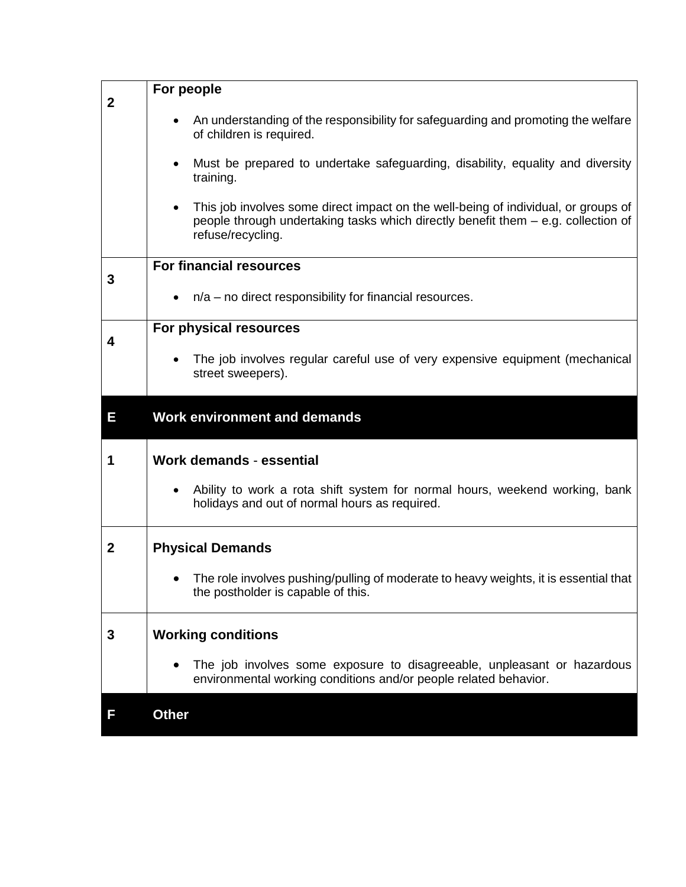| | |
|---|---|
| **2** | **For people**<br><br>• An understanding of the responsibility for safeguarding and promoting the welfare of children is required.<br><br>• Must be prepared to undertake safeguarding, disability, equality and diversity training.<br><br>• This job involves some direct impact on the well-being of individual, or groups of people through undertaking tasks which directly benefit them – e.g. collection of refuse/recycling. |
| **3** | **For financial resources**<br><br>• n/a – no direct responsibility for financial resources. |
| **4** | **For physical resources**<br><br>• The job involves regular careful use of very expensive equipment (mechanical street sweepers). |
| **E** | **Work environment and demands** |
| **1** | **Work demands** - **essential**<br><br>• Ability to work a rota shift system for normal hours, weekend working, bank holidays and out of normal hours as required. |
| **2** | **Physical Demands**<br><br>• The role involves pushing/pulling of moderate to heavy weights, it is essential that the postholder is capable of this. |
| **3** | **Working conditions**<br><br>• The job involves some exposure to disagreeable, unpleasant or hazardous environmental working conditions and/or people related behavior. |
| **F** | **Other** |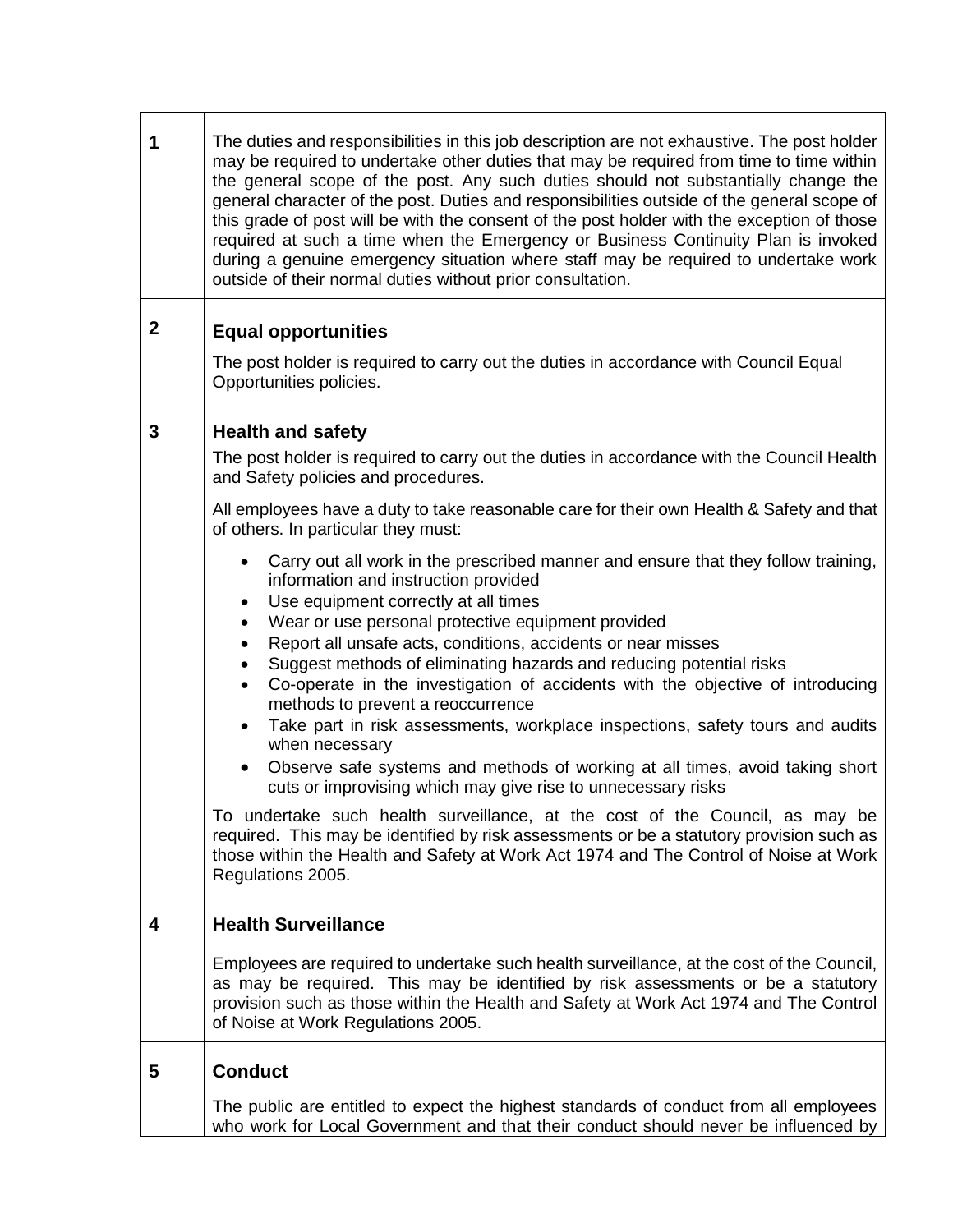| | |
|---|---|
| 1 | The duties and responsibilities in this job description are not exhaustive. The post holder may be required to undertake other duties that may be required from time to time within the general scope of the post. Any such duties should not substantially change the general character of the post. Duties and responsibilities outside of the general scope of this grade of post will be with the consent of the post holder with the exception of those required at such a time when the Emergency or Business Continuity Plan is invoked during a genuine emergency situation where staff may be required to undertake work outside of their normal duties without prior consultation. |
| 2 | **Equal opportunities**<br><br>The post holder is required to carry out the duties in accordance with Council Equal Opportunities policies. |
| 3 | **Health and safety**<br><br>The post holder is required to carry out the duties in accordance with the Council Health and Safety policies and procedures.<br><br>All employees have a duty to take reasonable care for their own Health & Safety and that of others. In particular they must:<br><br>• Carry out all work in the prescribed manner and ensure that they follow training, information and instruction provided<br>• Use equipment correctly at all times<br>• Wear or use personal protective equipment provided<br>• Report all unsafe acts, conditions, accidents or near misses<br>• Suggest methods of eliminating hazards and reducing potential risks<br>• Co-operate in the investigation of accidents with the objective of introducing methods to prevent a reoccurrence<br>• Take part in risk assessments, workplace inspections, safety tours and audits when necessary<br>• Observe safe systems and methods of working at all times, avoid taking short cuts or improvising which may give rise to unnecessary risks<br><br>To undertake such health surveillance, at the cost of the Council, as may be required. This may be identified by risk assessments or be a statutory provision such as those within the Health and Safety at Work Act 1974 and The Control of Noise at Work Regulations 2005. |
| 4 | **Health Surveillance**<br><br>Employees are required to undertake such health surveillance, at the cost of the Council, as may be required. This may be identified by risk assessments or be a statutory provision such as those within the Health and Safety at Work Act 1974 and The Control of Noise at Work Regulations 2005. |
| 5 | **Conduct**<br><br>The public are entitled to expect the highest standards of conduct from all employees who work for Local Government and that their conduct should never be influenced by |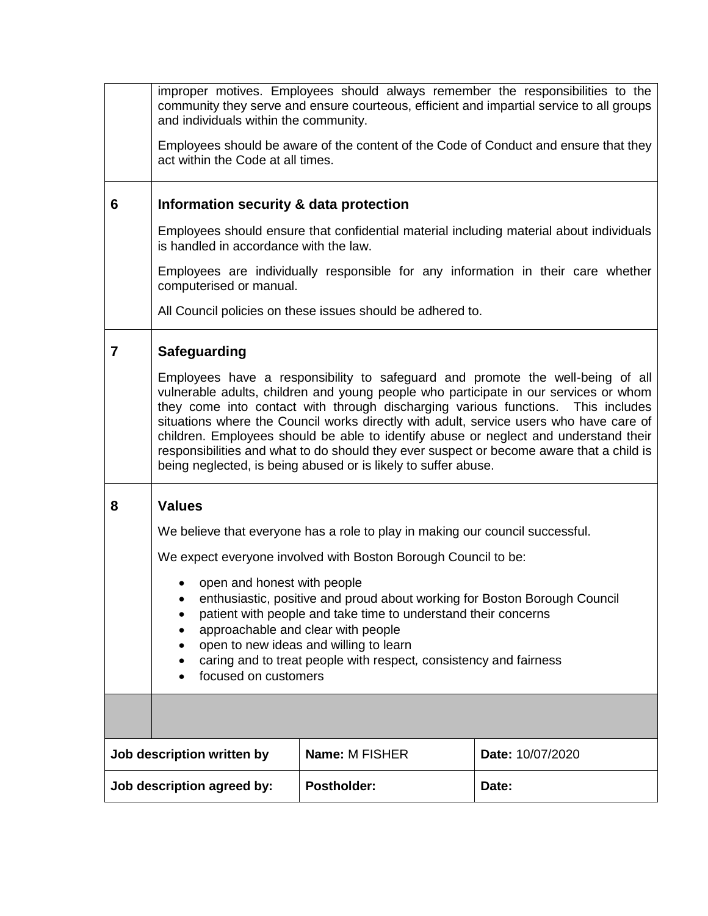improper motives. Employees should always remember the responsibilities to the community they serve and ensure courteous, efficient and impartial service to all groups and individuals within the community.

Employees should be aware of the content of the Code of Conduct and ensure that they act within the Code at all times.

## 6 Information security & data protection

Employees should ensure that confidential material including material about individuals is handled in accordance with the law.

Employees are individually responsible for any information in their care whether computerised or manual.

All Council policies on these issues should be adhered to.

## 7 Safeguarding

Employees have a responsibility to safeguard and promote the well-being of all vulnerable adults, children and young people who participate in our services or whom they come into contact with through discharging various functions. This includes situations where the Council works directly with adult, service users who have care of children. Employees should be able to identify abuse or neglect and understand their responsibilities and what to do should they ever suspect or become aware that a child is being neglected, is being abused or is likely to suffer abuse.

## 8 Values

We believe that everyone has a role to play in making our council successful.

We expect everyone involved with Boston Borough Council to be:

- open and honest with people
- enthusiastic, positive and proud about working for Boston Borough Council
- patient with people and take time to understand their concerns
- approachable and clear with people
- open to new ideas and willing to learn
- caring and to treat people with respect, consistency and fairness
- focused on customers

| | | |
|---|---|---|
| **Job description written by** | **Name:** M FISHER | **Date:** 10/07/2020 |
| **Job description agreed by:** | **Postholder:** | **Date:** |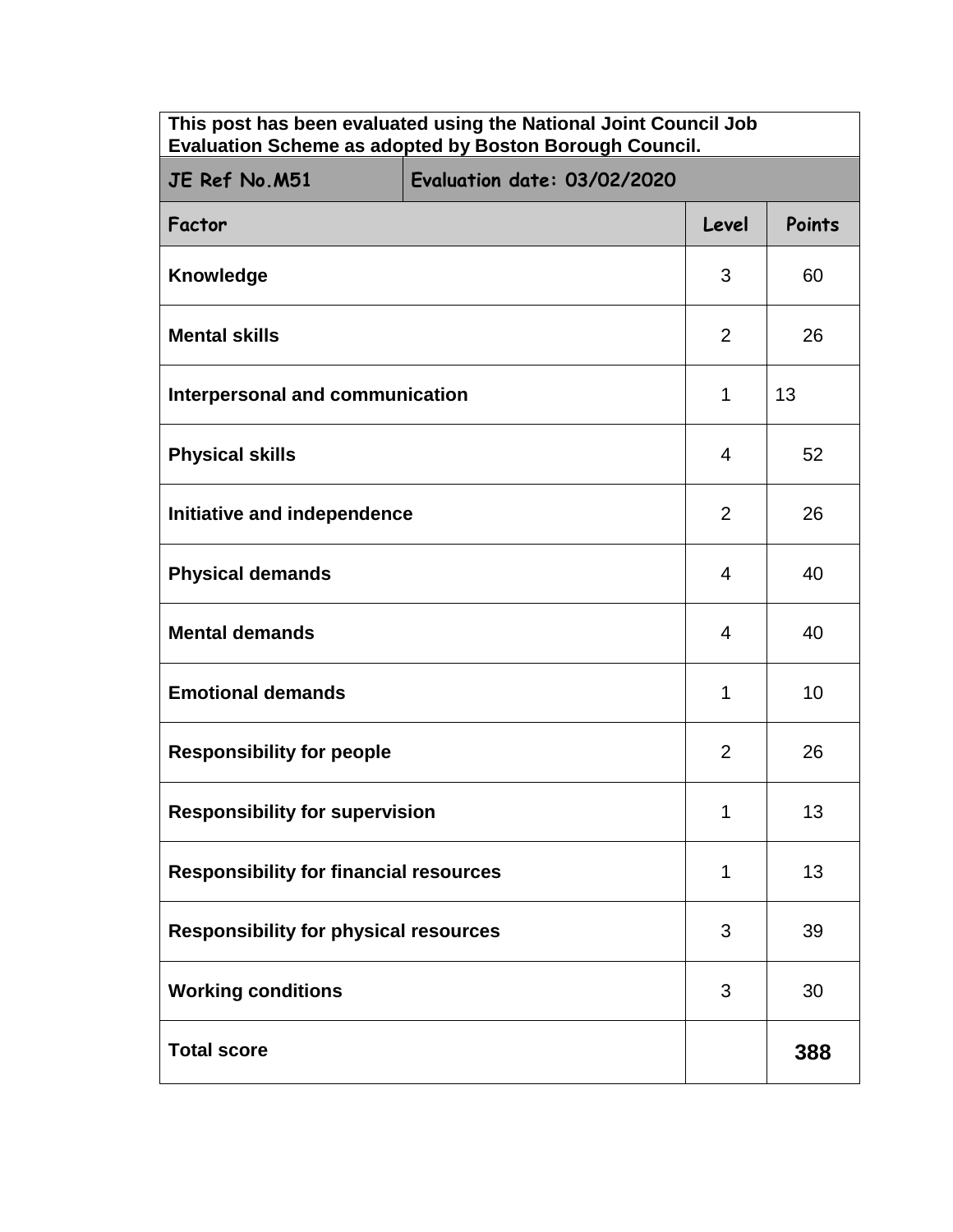| This post has been evaluated using the National Joint Council Job Evaluation Scheme as adopted by Boston Borough Council. | | |
|---|---|---|
| **JE Ref No.M51** | **Evaluation date: 03/02/2020** | |
| **Factor** | **Level** | **Points** |
| **Knowledge** | 3 | 60 |
| **Mental skills** | 2 | 26 |
| **Interpersonal and communication** | 1 | 13 |
| **Physical skills** | 4 | 52 |
| **Initiative and independence** | 2 | 26 |
| **Physical demands** | 4 | 40 |
| **Mental demands** | 4 | 40 |
| **Emotional demands** | 1 | 10 |
| **Responsibility for people** | 2 | 26 |
| **Responsibility for supervision** | 1 | 13 |
| **Responsibility for financial resources** | 1 | 13 |
| **Responsibility for physical resources** | 3 | 39 |
| **Working conditions** | 3 | 30 |
| **Total score** | | **388** |